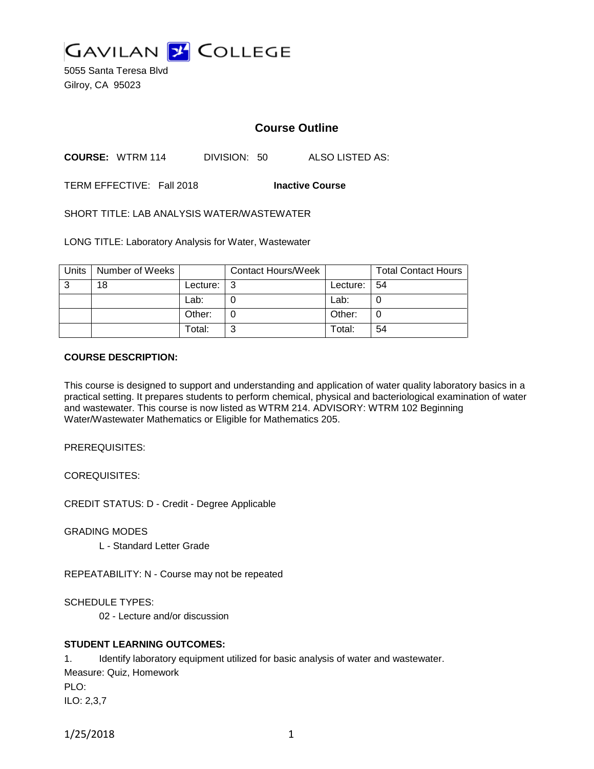# GAVILAN COLLEGE

5055 Santa Teresa Blvd
Gilroy, CA 95023

## Course Outline

**COURSE:** WTRM 114 DIVISION: 50 ALSO LISTED AS:

TERM EFFECTIVE: Fall 2018 **Inactive Course**

SHORT TITLE: LAB ANALYSIS WATER/WASTEWATER

LONG TITLE: Laboratory Analysis for Water, Wastewater

| Units | Number of Weeks | | Contact Hours/Week | | Total Contact Hours |
|---|---|---|---|---|---|
| 3 | 18 | Lecture: | 3 | Lecture: | 54 |
| | | Lab: | 0 | Lab: | 0 |
| | | Other: | 0 | Other: | 0 |
| | | Total: | 3 | Total: | 54 |

**COURSE DESCRIPTION:**

This course is designed to support and understanding and application of water quality laboratory basics in a practical setting. It prepares students to perform chemical, physical and bacteriological examination of water and wastewater. This course is now listed as WTRM 214. ADVISORY: WTRM 102 Beginning Water/Wastewater Mathematics or Eligible for Mathematics 205.

PREREQUISITES:

COREQUISITES:

CREDIT STATUS: D - Credit - Degree Applicable

GRADING MODES

L - Standard Letter Grade

REPEATABILITY: N - Course may not be repeated

SCHEDULE TYPES:

02 - Lecture and/or discussion

**STUDENT LEARNING OUTCOMES:**

1. Identify laboratory equipment utilized for basic analysis of water and wastewater.
Measure: Quiz, Homework
PLO:
ILO: 2,3,7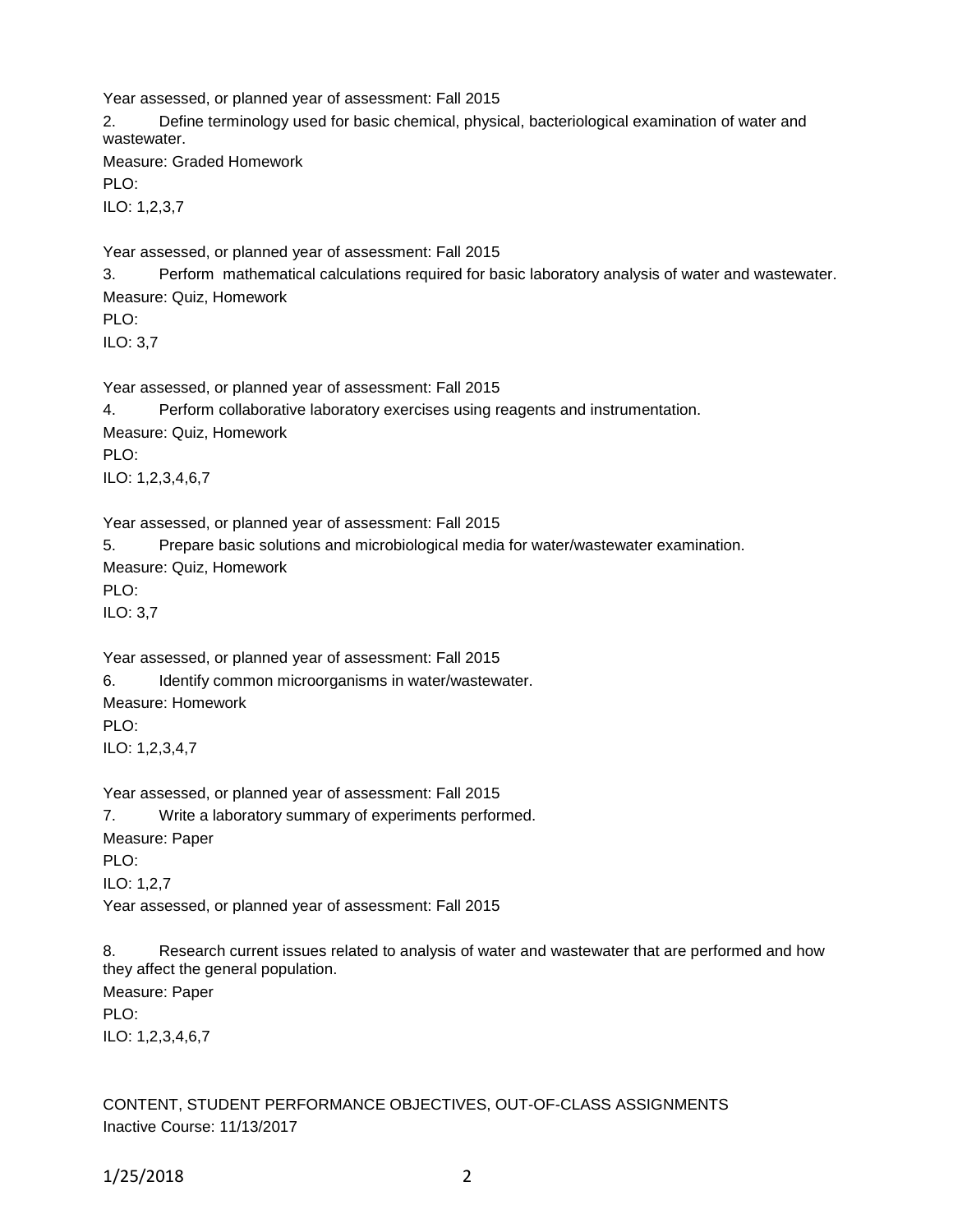Year assessed, or planned year of assessment: Fall 2015

2. Define terminology used for basic chemical, physical, bacteriological examination of water and wastewater.

Measure: Graded Homework

PLO:

ILO: 1,2,3,7

Year assessed, or planned year of assessment: Fall 2015

3. Perform mathematical calculations required for basic laboratory analysis of water and wastewater.

Measure: Quiz, Homework

PLO:

ILO: 3,7

Year assessed, or planned year of assessment: Fall 2015

4. Perform collaborative laboratory exercises using reagents and instrumentation.

Measure: Quiz, Homework

PLO:

ILO: 1,2,3,4,6,7

Year assessed, or planned year of assessment: Fall 2015

5. Prepare basic solutions and microbiological media for water/wastewater examination.

Measure: Quiz, Homework

PLO:

ILO: 3,7

Year assessed, or planned year of assessment: Fall 2015

6. Identify common microorganisms in water/wastewater.

Measure: Homework

PLO:

ILO: 1,2,3,4,7

Year assessed, or planned year of assessment: Fall 2015

7. Write a laboratory summary of experiments performed.

Measure: Paper

PLO:

ILO: 1,2,7

Year assessed, or planned year of assessment: Fall 2015

8. Research current issues related to analysis of water and wastewater that are performed and how they affect the general population.

Measure: Paper

PLO:

ILO: 1,2,3,4,6,7

CONTENT, STUDENT PERFORMANCE OBJECTIVES, OUT-OF-CLASS ASSIGNMENTS

Inactive Course: 11/13/2017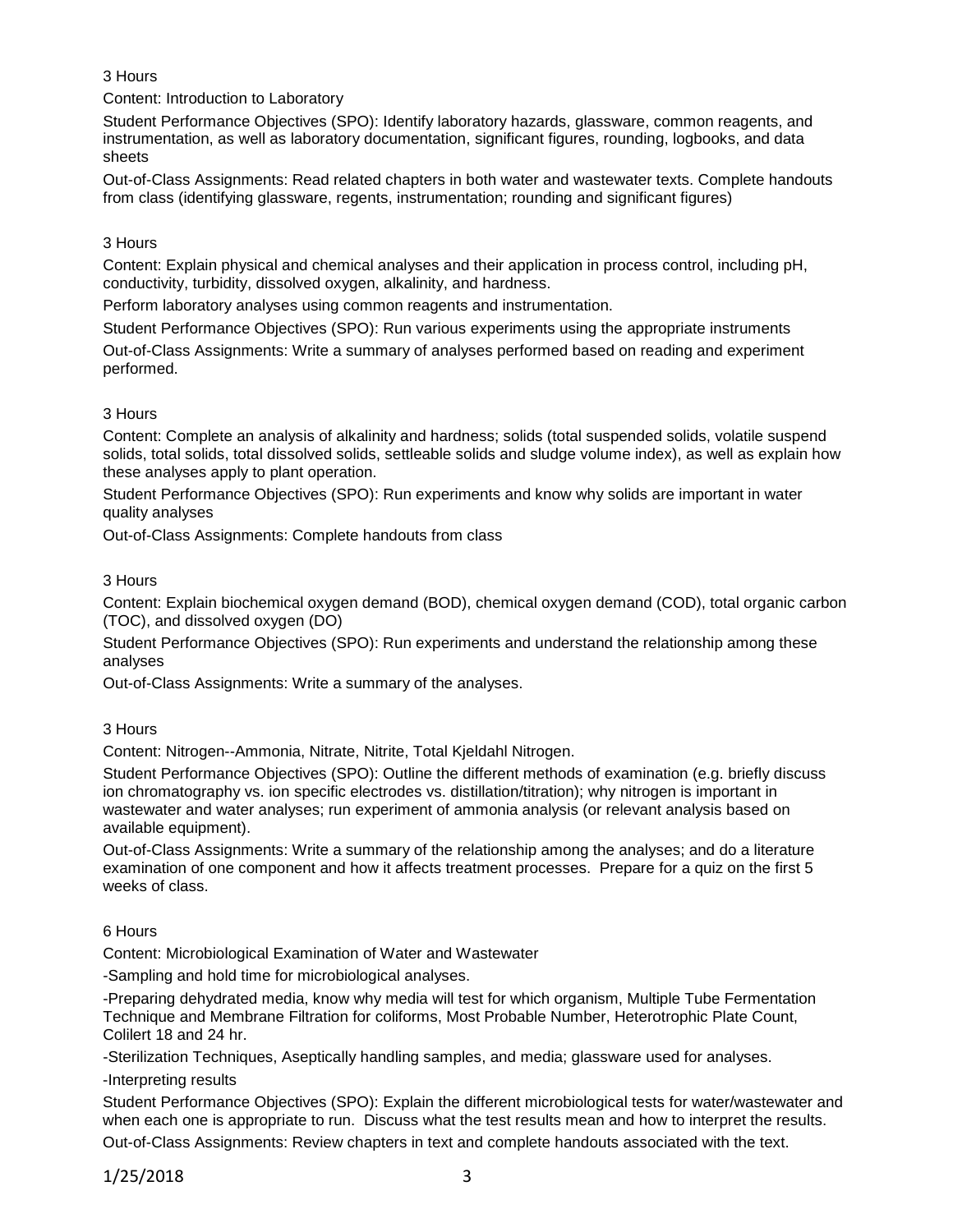3 Hours

Content: Introduction to Laboratory

Student Performance Objectives (SPO): Identify laboratory hazards, glassware, common reagents, and instrumentation, as well as laboratory documentation, significant figures, rounding, logbooks, and data sheets

Out-of-Class Assignments: Read related chapters in both water and wastewater texts. Complete handouts from class (identifying glassware, regents, instrumentation; rounding and significant figures)

3 Hours

Content: Explain physical and chemical analyses and their application in process control, including pH, conductivity, turbidity, dissolved oxygen, alkalinity, and hardness.

Perform laboratory analyses using common reagents and instrumentation.

Student Performance Objectives (SPO): Run various experiments using the appropriate instruments

Out-of-Class Assignments: Write a summary of analyses performed based on reading and experiment performed.

3 Hours

Content: Complete an analysis of alkalinity and hardness; solids (total suspended solids, volatile suspend solids, total solids, total dissolved solids, settleable solids and sludge volume index), as well as explain how these analyses apply to plant operation.

Student Performance Objectives (SPO): Run experiments and know why solids are important in water quality analyses

Out-of-Class Assignments: Complete handouts from class

3 Hours

Content: Explain biochemical oxygen demand (BOD), chemical oxygen demand (COD), total organic carbon (TOC), and dissolved oxygen (DO)

Student Performance Objectives (SPO): Run experiments and understand the relationship among these analyses

Out-of-Class Assignments: Write a summary of the analyses.

3 Hours

Content: Nitrogen--Ammonia, Nitrate, Nitrite, Total Kjeldahl Nitrogen.

Student Performance Objectives (SPO): Outline the different methods of examination (e.g. briefly discuss ion chromatography vs. ion specific electrodes vs. distillation/titration); why nitrogen is important in wastewater and water analyses; run experiment of ammonia analysis (or relevant analysis based on available equipment).

Out-of-Class Assignments: Write a summary of the relationship among the analyses; and do a literature examination of one component and how it affects treatment processes. Prepare for a quiz on the first 5 weeks of class.

6 Hours

Content: Microbiological Examination of Water and Wastewater

-Sampling and hold time for microbiological analyses.

-Preparing dehydrated media, know why media will test for which organism, Multiple Tube Fermentation Technique and Membrane Filtration for coliforms, Most Probable Number, Heterotrophic Plate Count, Colilert 18 and 24 hr.

-Sterilization Techniques, Aseptically handling samples, and media; glassware used for analyses.

-Interpreting results

Student Performance Objectives (SPO): Explain the different microbiological tests for water/wastewater and when each one is appropriate to run. Discuss what the test results mean and how to interpret the results.

Out-of-Class Assignments: Review chapters in text and complete handouts associated with the text.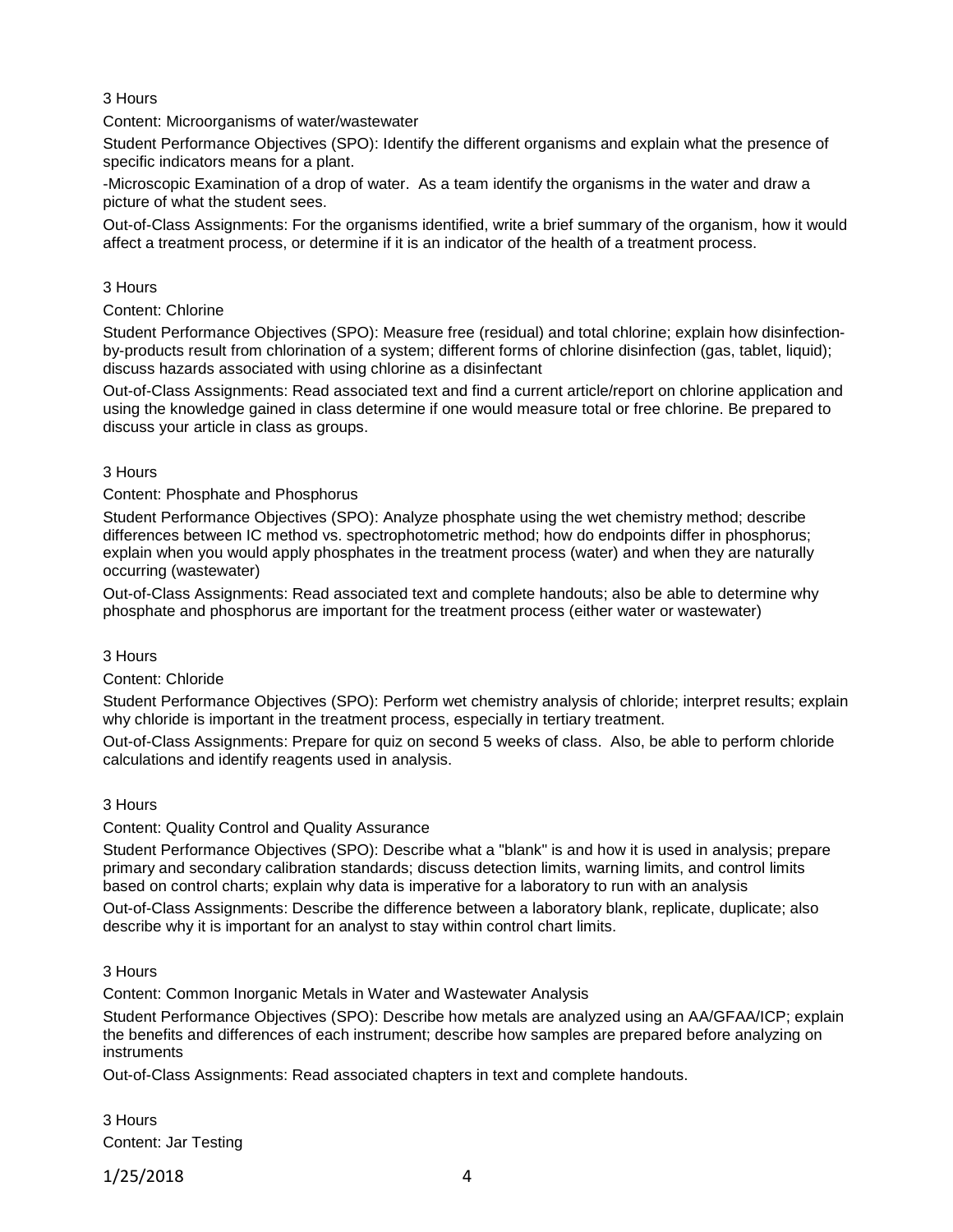3 Hours

Content: Microorganisms of water/wastewater

Student Performance Objectives (SPO): Identify the different organisms and explain what the presence of specific indicators means for a plant.

-Microscopic Examination of a drop of water. As a team identify the organisms in the water and draw a picture of what the student sees.

Out-of-Class Assignments: For the organisms identified, write a brief summary of the organism, how it would affect a treatment process, or determine if it is an indicator of the health of a treatment process.

3 Hours

Content: Chlorine

Student Performance Objectives (SPO): Measure free (residual) and total chlorine; explain how disinfection-by-products result from chlorination of a system; different forms of chlorine disinfection (gas, tablet, liquid); discuss hazards associated with using chlorine as a disinfectant

Out-of-Class Assignments: Read associated text and find a current article/report on chlorine application and using the knowledge gained in class determine if one would measure total or free chlorine. Be prepared to discuss your article in class as groups.

3 Hours

Content: Phosphate and Phosphorus

Student Performance Objectives (SPO): Analyze phosphate using the wet chemistry method; describe differences between IC method vs. spectrophotometric method; how do endpoints differ in phosphorus; explain when you would apply phosphates in the treatment process (water) and when they are naturally occurring (wastewater)

Out-of-Class Assignments: Read associated text and complete handouts; also be able to determine why phosphate and phosphorus are important for the treatment process (either water or wastewater)

3 Hours

Content: Chloride

Student Performance Objectives (SPO): Perform wet chemistry analysis of chloride; interpret results; explain why chloride is important in the treatment process, especially in tertiary treatment.

Out-of-Class Assignments: Prepare for quiz on second 5 weeks of class. Also, be able to perform chloride calculations and identify reagents used in analysis.

3 Hours

Content: Quality Control and Quality Assurance

Student Performance Objectives (SPO): Describe what a "blank" is and how it is used in analysis; prepare primary and secondary calibration standards; discuss detection limits, warning limits, and control limits based on control charts; explain why data is imperative for a laboratory to run with an analysis

Out-of-Class Assignments: Describe the difference between a laboratory blank, replicate, duplicate; also describe why it is important for an analyst to stay within control chart limits.

3 Hours

Content: Common Inorganic Metals in Water and Wastewater Analysis

Student Performance Objectives (SPO): Describe how metals are analyzed using an AA/GFAA/ICP; explain the benefits and differences of each instrument; describe how samples are prepared before analyzing on instruments

Out-of-Class Assignments: Read associated chapters in text and complete handouts.

3 Hours

Content: Jar Testing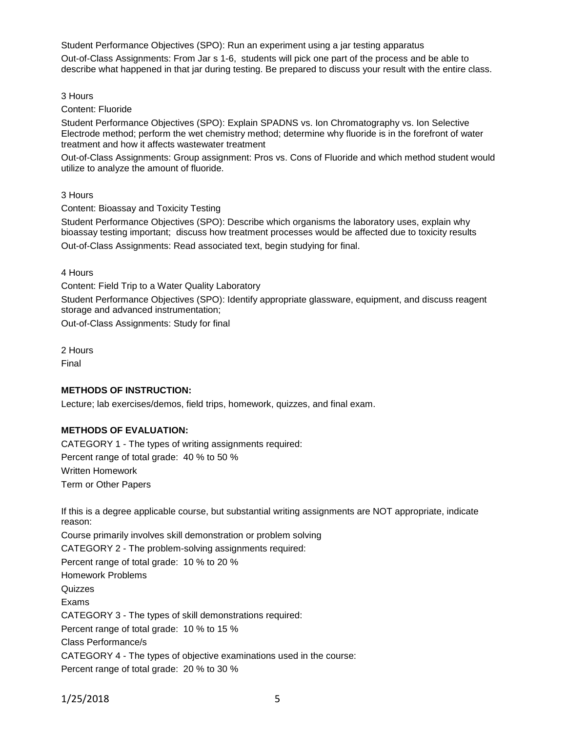Student Performance Objectives (SPO): Run an experiment using a jar testing apparatus

Out-of-Class Assignments: From Jar s 1-6, students will pick one part of the process and be able to describe what happened in that jar during testing. Be prepared to discuss your result with the entire class.

3 Hours

Content: Fluoride

Student Performance Objectives (SPO): Explain SPADNS vs. Ion Chromatography vs. Ion Selective Electrode method; perform the wet chemistry method; determine why fluoride is in the forefront of water treatment and how it affects wastewater treatment

Out-of-Class Assignments: Group assignment: Pros vs. Cons of Fluoride and which method student would utilize to analyze the amount of fluoride.

3 Hours

Content: Bioassay and Toxicity Testing

Student Performance Objectives (SPO): Describe which organisms the laboratory uses, explain why bioassay testing important; discuss how treatment processes would be affected due to toxicity results

Out-of-Class Assignments: Read associated text, begin studying for final.

4 Hours

Content: Field Trip to a Water Quality Laboratory

Student Performance Objectives (SPO): Identify appropriate glassware, equipment, and discuss reagent storage and advanced instrumentation;

Out-of-Class Assignments: Study for final

2 Hours

Final

**METHODS OF INSTRUCTION:**

Lecture; lab exercises/demos, field trips, homework, quizzes, and final exam.

**METHODS OF EVALUATION:**

CATEGORY 1 - The types of writing assignments required:

Percent range of total grade: 40 % to 50 %

Written Homework

Term or Other Papers

If this is a degree applicable course, but substantial writing assignments are NOT appropriate, indicate reason:

Course primarily involves skill demonstration or problem solving

CATEGORY 2 - The problem-solving assignments required:

Percent range of total grade: 10 % to 20 %

Homework Problems

Quizzes

Exams

CATEGORY 3 - The types of skill demonstrations required:

Percent range of total grade: 10 % to 15 %

Class Performance/s

CATEGORY 4 - The types of objective examinations used in the course:

Percent range of total grade: 20 % to 30 %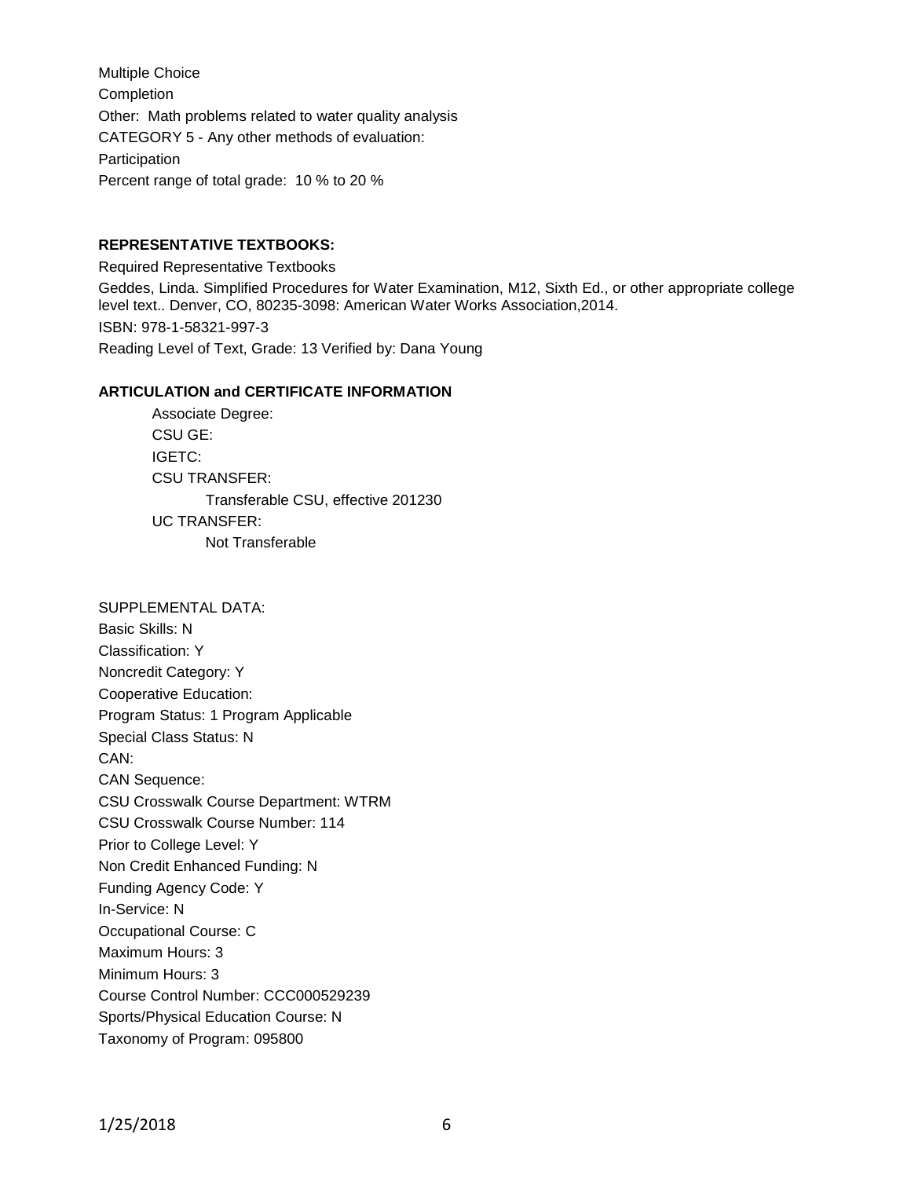Multiple Choice

Completion

Other: Math problems related to water quality analysis

CATEGORY 5 - Any other methods of evaluation:

Participation

Percent range of total grade: 10 % to 20 %

**REPRESENTATIVE TEXTBOOKS:**

Required Representative Textbooks

Geddes, Linda. Simplified Procedures for Water Examination, M12, Sixth Ed., or other appropriate college level text.. Denver, CO, 80235-3098: American Water Works Association,2014.

ISBN: 978-1-58321-997-3

Reading Level of Text, Grade: 13 Verified by: Dana Young

**ARTICULATION and CERTIFICATE INFORMATION**

Associate Degree:

CSU GE:

IGETC:

CSU TRANSFER:

Transferable CSU, effective 201230

UC TRANSFER:

Not Transferable

SUPPLEMENTAL DATA:

Basic Skills: N

Classification: Y

Noncredit Category: Y

Cooperative Education:

Program Status: 1 Program Applicable

Special Class Status: N

CAN:

CAN Sequence:

CSU Crosswalk Course Department: WTRM

CSU Crosswalk Course Number: 114

Prior to College Level: Y

Non Credit Enhanced Funding: N

Funding Agency Code: Y

In-Service: N

Occupational Course: C

Maximum Hours: 3

Minimum Hours: 3

Course Control Number: CCC000529239

Sports/Physical Education Course: N

Taxonomy of Program: 095800